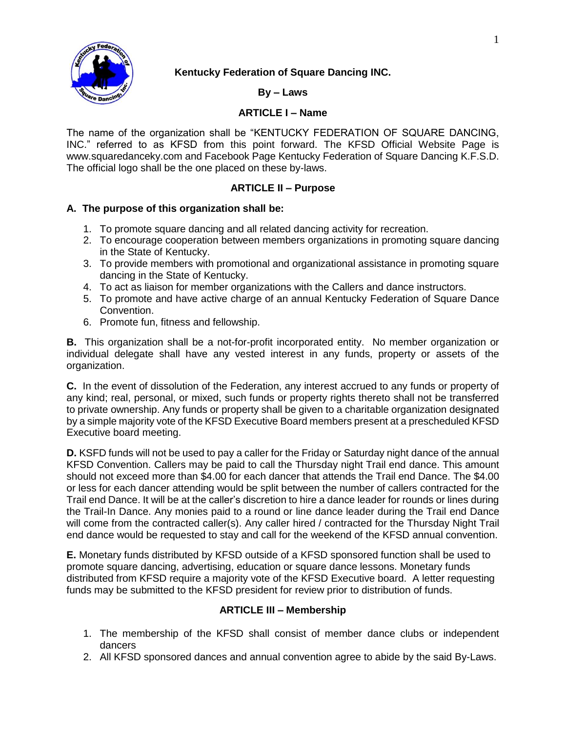# Kentucky Federation of Square Dancing INC.

## By – Laws

### ARTICLE I – Name

The name of the organization shall be "KENTUCKY FEDERATION OF SQUARE DANCING, INC." referred to as KFSD from this point forward. The KFSD Official Website Page is www.squaredanceky.com and Facebook Page Kentucky Federation of Square Dancing K.F.S.D. The official logo shall be the one placed on these by-laws.

### ARTICLE II – Purpose

**A. The purpose of this organization shall be:**

1. To promote square dancing and all related dancing activity for recreation.
2. To encourage cooperation between members organizations in promoting square dancing in the State of Kentucky.
3. To provide members with promotional and organizational assistance in promoting square dancing in the State of Kentucky.
4. To act as liaison for member organizations with the Callers and dance instructors.
5. To promote and have active charge of an annual Kentucky Federation of Square Dance Convention.
6. Promote fun, fitness and fellowship.

**B.** This organization shall be a not-for-profit incorporated entity. No member organization or individual delegate shall have any vested interest in any funds, property or assets of the organization.

**C.** In the event of dissolution of the Federation, any interest accrued to any funds or property of any kind; real, personal, or mixed, such funds or property rights thereto shall not be transferred to private ownership. Any funds or property shall be given to a charitable organization designated by a simple majority vote of the KFSD Executive Board members present at a prescheduled KFSD Executive board meeting.

**D.** KSFD funds will not be used to pay a caller for the Friday or Saturday night dance of the annual KFSD Convention. Callers may be paid to call the Thursday night Trail end dance. This amount should not exceed more than $4.00 for each dancer that attends the Trail end Dance. The $4.00 or less for each dancer attending would be split between the number of callers contracted for the Trail end Dance. It will be at the caller's discretion to hire a dance leader for rounds or lines during the Trail-In Dance. Any monies paid to a round or line dance leader during the Trail end Dance will come from the contracted caller(s). Any caller hired / contracted for the Thursday Night Trail end dance would be requested to stay and call for the weekend of the KFSD annual convention.

**E.** Monetary funds distributed by KFSD outside of a KFSD sponsored function shall be used to promote square dancing, advertising, education or square dance lessons. Monetary funds distributed from KFSD require a majority vote of the KFSD Executive board. A letter requesting funds may be submitted to the KFSD president for review prior to distribution of funds.

### ARTICLE III – Membership

1. The membership of the KFSD shall consist of member dance clubs or independent dancers
2. All KFSD sponsored dances and annual convention agree to abide by the said By-Laws.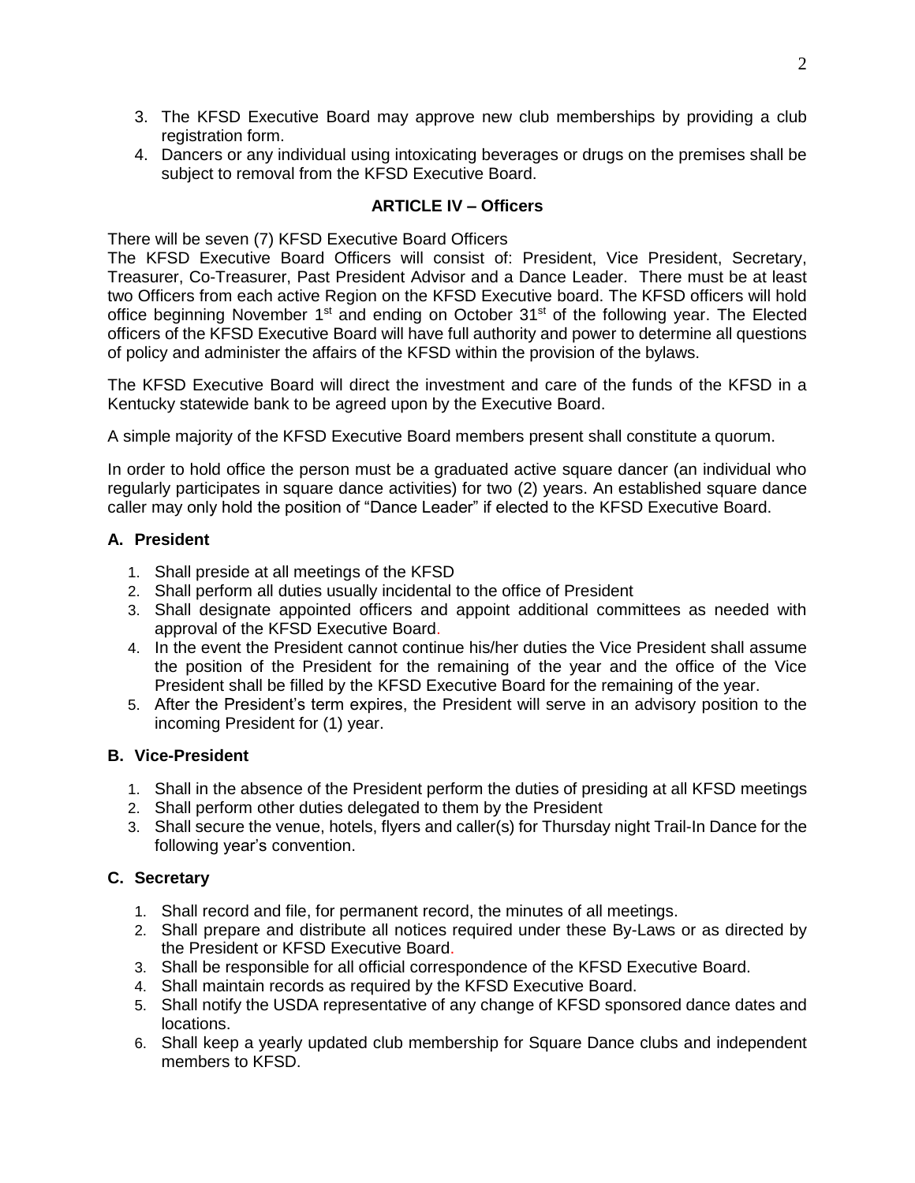3. The KFSD Executive Board may approve new club memberships by providing a club registration form.
4. Dancers or any individual using intoxicating beverages or drugs on the premises shall be subject to removal from the KFSD Executive Board.

### ARTICLE IV – Officers

There will be seven (7) KFSD Executive Board Officers
The KFSD Executive Board Officers will consist of: President, Vice President, Secretary, Treasurer, Co-Treasurer, Past President Advisor and a Dance Leader. There must be at least two Officers from each active Region on the KFSD Executive board. The KFSD officers will hold office beginning November 1st and ending on October 31st of the following year. The Elected officers of the KFSD Executive Board will have full authority and power to determine all questions of policy and administer the affairs of the KFSD within the provision of the bylaws.

The KFSD Executive Board will direct the investment and care of the funds of the KFSD in a Kentucky statewide bank to be agreed upon by the Executive Board.

A simple majority of the KFSD Executive Board members present shall constitute a quorum.

In order to hold office the person must be a graduated active square dancer (an individual who regularly participates in square dance activities) for two (2) years. An established square dance caller may only hold the position of "Dance Leader" if elected to the KFSD Executive Board.

#### A. President

1. Shall preside at all meetings of the KFSD
2. Shall perform all duties usually incidental to the office of President
3. Shall designate appointed officers and appoint additional committees as needed with approval of the KFSD Executive Board.
4. In the event the President cannot continue his/her duties the Vice President shall assume the position of the President for the remaining of the year and the office of the Vice President shall be filled by the KFSD Executive Board for the remaining of the year.
5. After the President's term expires, the President will serve in an advisory position to the incoming President for (1) year.

#### B. Vice-President

1. Shall in the absence of the President perform the duties of presiding at all KFSD meetings
2. Shall perform other duties delegated to them by the President
3. Shall secure the venue, hotels, flyers and caller(s) for Thursday night Trail-In Dance for the following year's convention.

#### C. Secretary

1. Shall record and file, for permanent record, the minutes of all meetings.
2. Shall prepare and distribute all notices required under these By-Laws or as directed by the President or KFSD Executive Board.
3. Shall be responsible for all official correspondence of the KFSD Executive Board.
4. Shall maintain records as required by the KFSD Executive Board.
5. Shall notify the USDA representative of any change of KFSD sponsored dance dates and locations.
6. Shall keep a yearly updated club membership for Square Dance clubs and independent members to KFSD.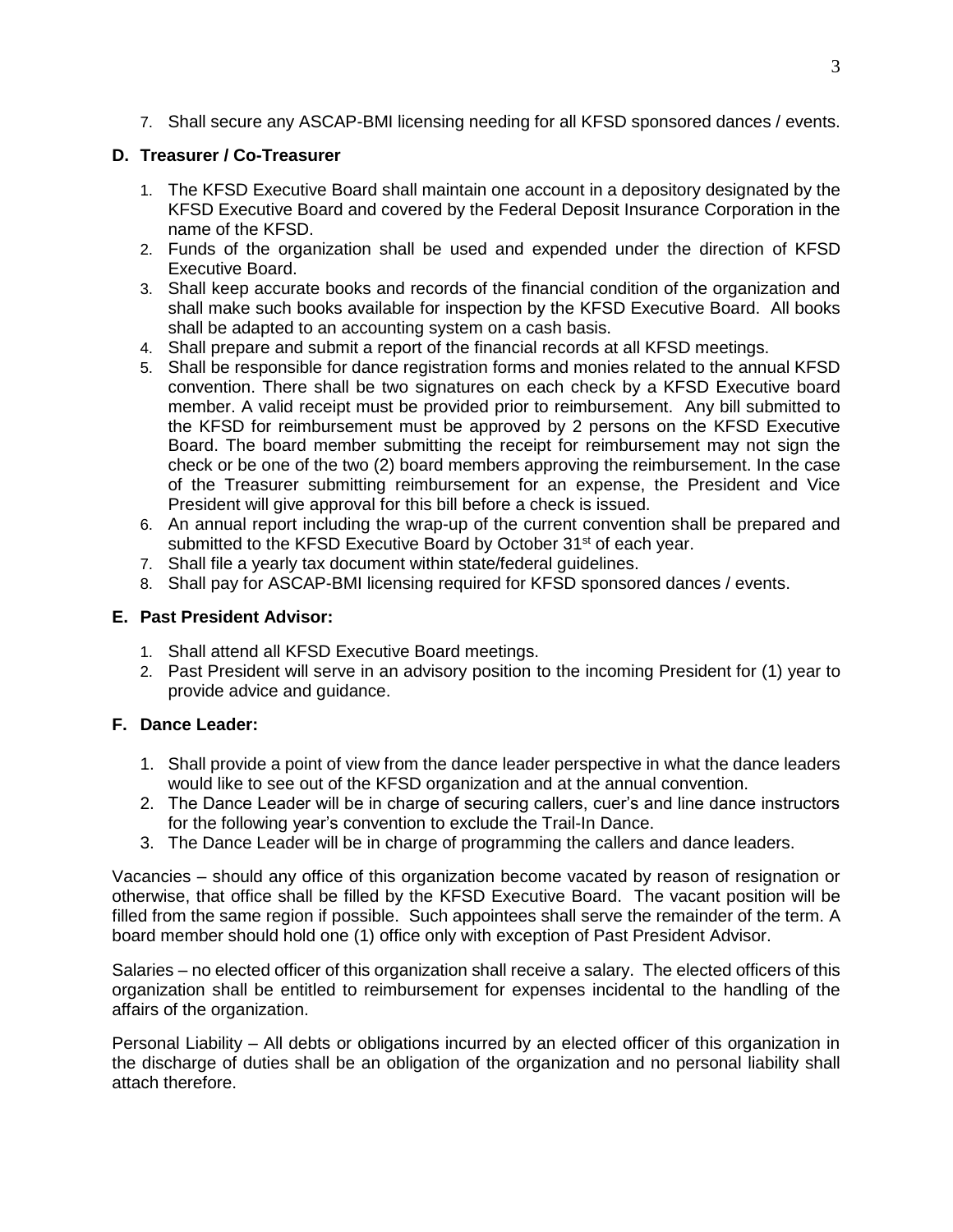7. Shall secure any ASCAP-BMI licensing needing for all KFSD sponsored dances / events.

**D. Treasurer / Co-Treasurer**

1. The KFSD Executive Board shall maintain one account in a depository designated by the KFSD Executive Board and covered by the Federal Deposit Insurance Corporation in the name of the KFSD.
2. Funds of the organization shall be used and expended under the direction of KFSD Executive Board.
3. Shall keep accurate books and records of the financial condition of the organization and shall make such books available for inspection by the KFSD Executive Board. All books shall be adapted to an accounting system on a cash basis.
4. Shall prepare and submit a report of the financial records at all KFSD meetings.
5. Shall be responsible for dance registration forms and monies related to the annual KFSD convention. There shall be two signatures on each check by a KFSD Executive board member. A valid receipt must be provided prior to reimbursement. Any bill submitted to the KFSD for reimbursement must be approved by 2 persons on the KFSD Executive Board. The board member submitting the receipt for reimbursement may not sign the check or be one of the two (2) board members approving the reimbursement. In the case of the Treasurer submitting reimbursement for an expense, the President and Vice President will give approval for this bill before a check is issued.
6. An annual report including the wrap-up of the current convention shall be prepared and submitted to the KFSD Executive Board by October 31st of each year.
7. Shall file a yearly tax document within state/federal guidelines.
8. Shall pay for ASCAP-BMI licensing required for KFSD sponsored dances / events.

**E. Past President Advisor:**

1. Shall attend all KFSD Executive Board meetings.
2. Past President will serve in an advisory position to the incoming President for (1) year to provide advice and guidance.

**F. Dance Leader:**

1. Shall provide a point of view from the dance leader perspective in what the dance leaders would like to see out of the KFSD organization and at the annual convention.
2. The Dance Leader will be in charge of securing callers, cuer's and line dance instructors for the following year's convention to exclude the Trail-In Dance.
3. The Dance Leader will be in charge of programming the callers and dance leaders.

Vacancies – should any office of this organization become vacated by reason of resignation or otherwise, that office shall be filled by the KFSD Executive Board. The vacant position will be filled from the same region if possible. Such appointees shall serve the remainder of the term. A board member should hold one (1) office only with exception of Past President Advisor.

Salaries – no elected officer of this organization shall receive a salary. The elected officers of this organization shall be entitled to reimbursement for expenses incidental to the handling of the affairs of the organization.

Personal Liability – All debts or obligations incurred by an elected officer of this organization in the discharge of duties shall be an obligation of the organization and no personal liability shall attach therefore.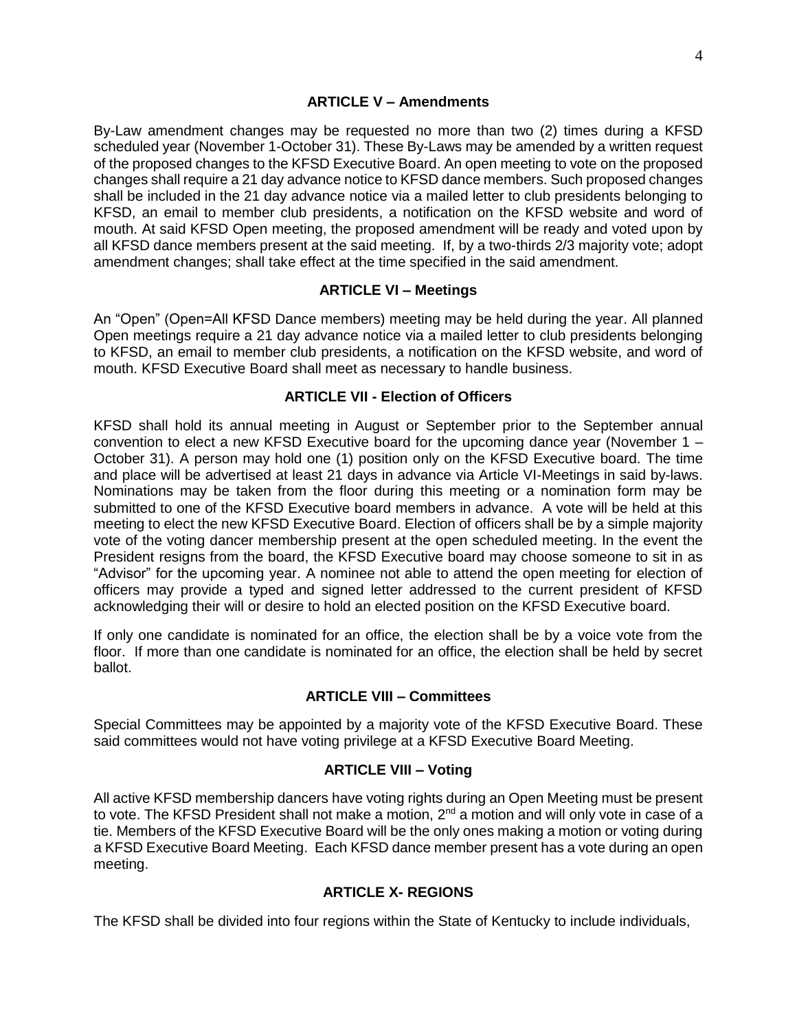### ARTICLE V – Amendments

By-Law amendment changes may be requested no more than two (2) times during a KFSD scheduled year (November 1-October 31). These By-Laws may be amended by a written request of the proposed changes to the KFSD Executive Board. An open meeting to vote on the proposed changes shall require a 21 day advance notice to KFSD dance members. Such proposed changes shall be included in the 21 day advance notice via a mailed letter to club presidents belonging to KFSD, an email to member club presidents, a notification on the KFSD website and word of mouth. At said KFSD Open meeting, the proposed amendment will be ready and voted upon by all KFSD dance members present at the said meeting. If, by a two-thirds 2/3 majority vote; adopt amendment changes; shall take effect at the time specified in the said amendment.

### ARTICLE VI – Meetings

An "Open" (Open=All KFSD Dance members) meeting may be held during the year. All planned Open meetings require a 21 day advance notice via a mailed letter to club presidents belonging to KFSD, an email to member club presidents, a notification on the KFSD website, and word of mouth. KFSD Executive Board shall meet as necessary to handle business.

### ARTICLE VII - Election of Officers

KFSD shall hold its annual meeting in August or September prior to the September annual convention to elect a new KFSD Executive board for the upcoming dance year (November 1 – October 31). A person may hold one (1) position only on the KFSD Executive board. The time and place will be advertised at least 21 days in advance via Article VI-Meetings in said by-laws. Nominations may be taken from the floor during this meeting or a nomination form may be submitted to one of the KFSD Executive board members in advance. A vote will be held at this meeting to elect the new KFSD Executive Board. Election of officers shall be by a simple majority vote of the voting dancer membership present at the open scheduled meeting. In the event the President resigns from the board, the KFSD Executive board may choose someone to sit in as "Advisor" for the upcoming year. A nominee not able to attend the open meeting for election of officers may provide a typed and signed letter addressed to the current president of KFSD acknowledging their will or desire to hold an elected position on the KFSD Executive board.

If only one candidate is nominated for an office, the election shall be by a voice vote from the floor. If more than one candidate is nominated for an office, the election shall be held by secret ballot.

### ARTICLE VIII – Committees

Special Committees may be appointed by a majority vote of the KFSD Executive Board. These said committees would not have voting privilege at a KFSD Executive Board Meeting.

### ARTICLE VIII – Voting

All active KFSD membership dancers have voting rights during an Open Meeting must be present to vote. The KFSD President shall not make a motion, 2nd a motion and will only vote in case of a tie. Members of the KFSD Executive Board will be the only ones making a motion or voting during a KFSD Executive Board Meeting. Each KFSD dance member present has a vote during an open meeting.

### ARTICLE X- REGIONS

The KFSD shall be divided into four regions within the State of Kentucky to include individuals,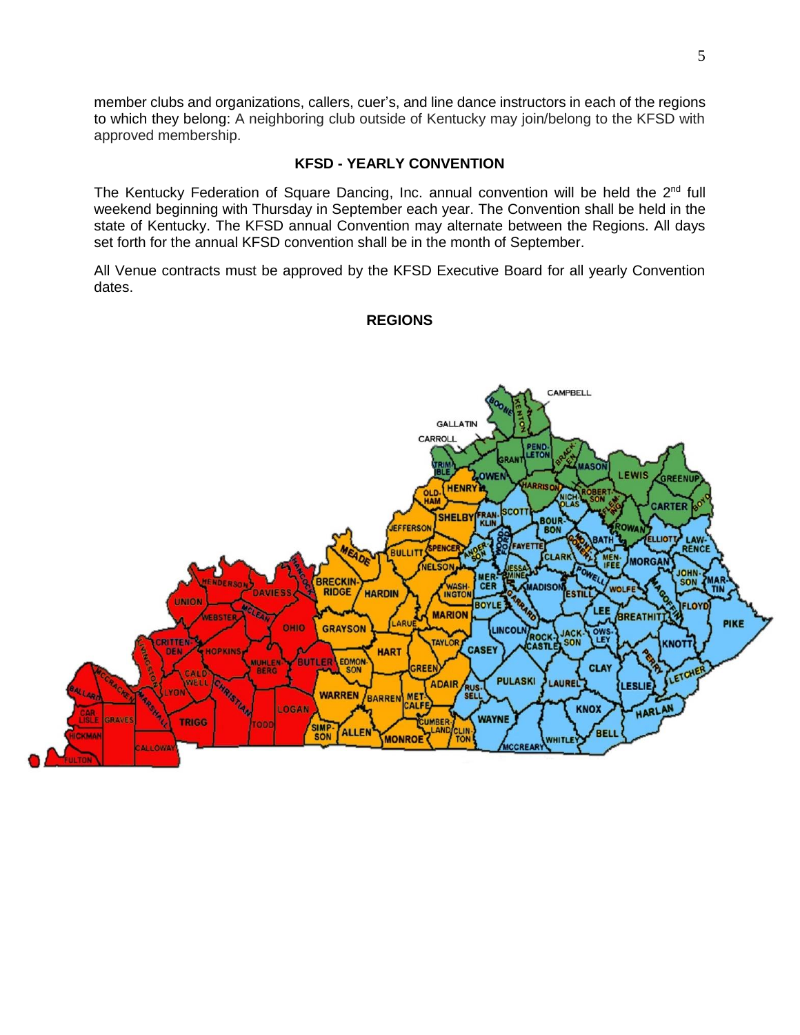member clubs and organizations, callers, cuer's, and line dance instructors in each of the regions to which they belong: A neighboring club outside of Kentucky may join/belong to the KFSD with approved membership.

### KFSD - YEARLY CONVENTION

The Kentucky Federation of Square Dancing, Inc. annual convention will be held the 2nd full weekend beginning with Thursday in September each year. The Convention shall be held in the state of Kentucky. The KFSD annual Convention may alternate between the Regions. All days set forth for the annual KFSD convention shall be in the month of September.

All Venue contracts must be approved by the KFSD Executive Board for all yearly Convention dates.

### REGIONS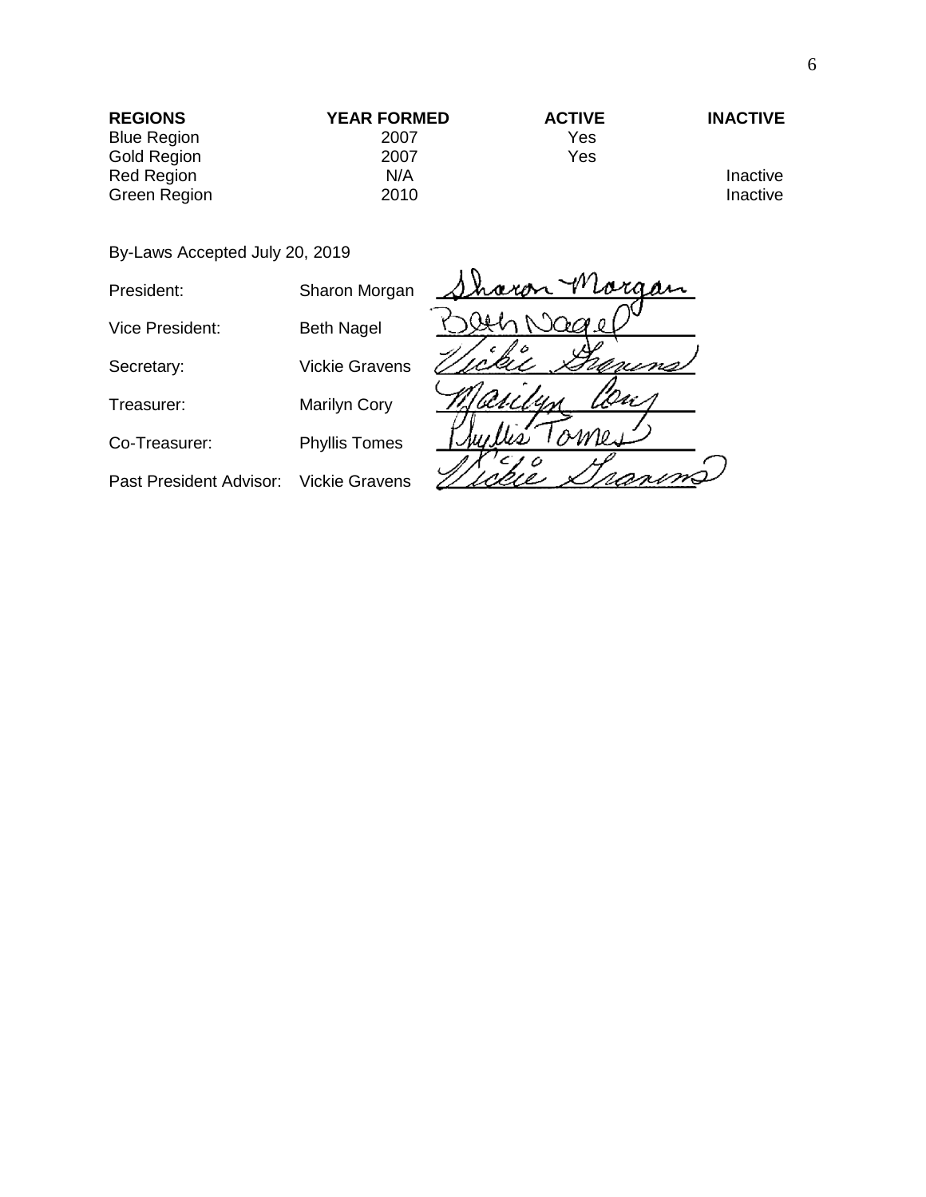| REGIONS | YEAR FORMED | ACTIVE | INACTIVE |
| --- | --- | --- | --- |
| Blue Region | 2007 | Yes | |
| Gold Region | 2007 | Yes | |
| Red Region | N/A | | Inactive |
| Green Region | 2010 | | Inactive |

By-Laws Accepted July 20, 2019

| | | |
| --- | --- | --- |
| President: | Sharon Morgan | Sharon Morgan |
| Vice President: | Beth Nagel | Beth Nagel |
| Secretary: | Vickie Gravens | Vickie Gravens |
| Treasurer: | Marilyn Cory | Marilyn Cory |
| Co-Treasurer: | Phyllis Tomes | Phyllis Tomes |
| Past President Advisor: | Vickie Gravens | Vickie Gravens |